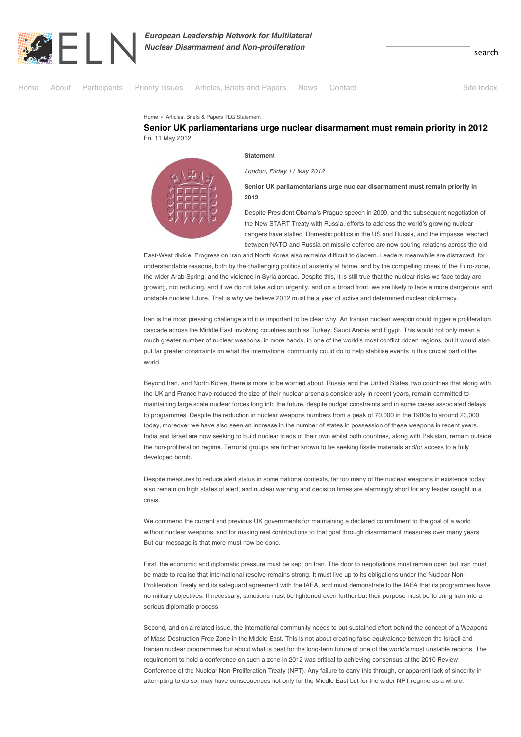European Leadership Network for Multilateral Nuclear Disarmament and Non-proliferation

Home About Participants Priority Issues Articles, Briefs and Papers News Contact Site Index

Home » Articles, Briefs & Papers TLG Statement

# Senior UK parliamentarians urge nuclear disarmament must remain priority in 2012

Fri, 11 May 2012

**Statement**

*London, Friday 11 May 2012*

**Senior UK parliamentarians urge nuclear disarmament must remain priority in 2012**

Despite President Obama's Prague speech in 2009, and the subsequent negotiation of the New START Treaty with Russia, efforts to address the world's growing nuclear dangers have stalled. Domestic politics in the US and Russia, and the impasse reached between NATO and Russia on missile defence are now souring relations across the old East-West divide. Progress on Iran and North Korea also remains difficult to discern. Leaders meanwhile are distracted, for understandable reasons, both by the challenging politics of austerity at home, and by the compelling crises of the Euro-zone, the wider Arab Spring, and the violence in Syria abroad. Despite this, it is still true that the nuclear risks we face today are growing, not reducing, and if we do not take action urgently, and on a broad front, we are likely to face a more dangerous and unstable nuclear future. That is why we believe 2012 must be a year of active and determined nuclear diplomacy.

Iran is the most pressing challenge and it is important to be clear why. An Iranian nuclear weapon could trigger a proliferation cascade across the Middle East involving countries such as Turkey, Saudi Arabia and Egypt. This would not only mean a much greater number of nuclear weapons, in more hands, in one of the world's most conflict ridden regions, but it would also put far greater constraints on what the international community could do to help stabilise events in this crucial part of the world.

Beyond Iran, and North Korea, there is more to be worried about. Russia and the United States, two countries that along with the UK and France have reduced the size of their nuclear arsenals considerably in recent years, remain committed to maintaining large scale nuclear forces long into the future, despite budget constraints and in some cases associated delays to programmes. Despite the reduction in nuclear weapons numbers from a peak of 70,000 in the 1980s to around 23,000 today, moreover we have also seen an increase in the number of states in possession of these weapons in recent years. India and Israel are now seeking to build nuclear triads of their own whilst both countries, along with Pakistan, remain outside the non-proliferation regime. Terrorist groups are further known to be seeking fissile materials and/or access to a fully developed bomb.

Despite measures to reduce alert status in some national contexts, far too many of the nuclear weapons in existence today also remain on high states of alert, and nuclear warning and decision times are alarmingly short for any leader caught in a crisis.

We commend the current and previous UK governments for maintaining a declared commitment to the goal of a world without nuclear weapons, and for making real contributions to that goal through disarmament measures over many years. But our message is that more must now be done.

First, the economic and diplomatic pressure must be kept on Iran. The door to negotiations must remain open but Iran must be made to realise that international resolve remains strong. It must live up to its obligations under the Nuclear Non-Proliferation Treaty and its safeguard agreement with the IAEA, and must demonstrate to the IAEA that its programmes have no military objectives. If necessary, sanctions must be tightened even further but their purpose must be to bring Iran into a serious diplomatic process.

Second, and on a related issue, the international community needs to put sustained effort behind the concept of a Weapons of Mass Destruction Free Zone in the Middle East. This is not about creating false equivalence between the Israeli and Iranian nuclear programmes but about what is best for the long-term future of one of the world's most unstable regions. The requirement to hold a conference on such a zone in 2012 was critical to achieving consensus at the 2010 Review Conference of the Nuclear Non-Proliferation Treaty (NPT). Any failure to carry this through, or apparent lack of sincerity in attempting to do so, may have consequences not only for the Middle East but for the wider NPT regime as a whole.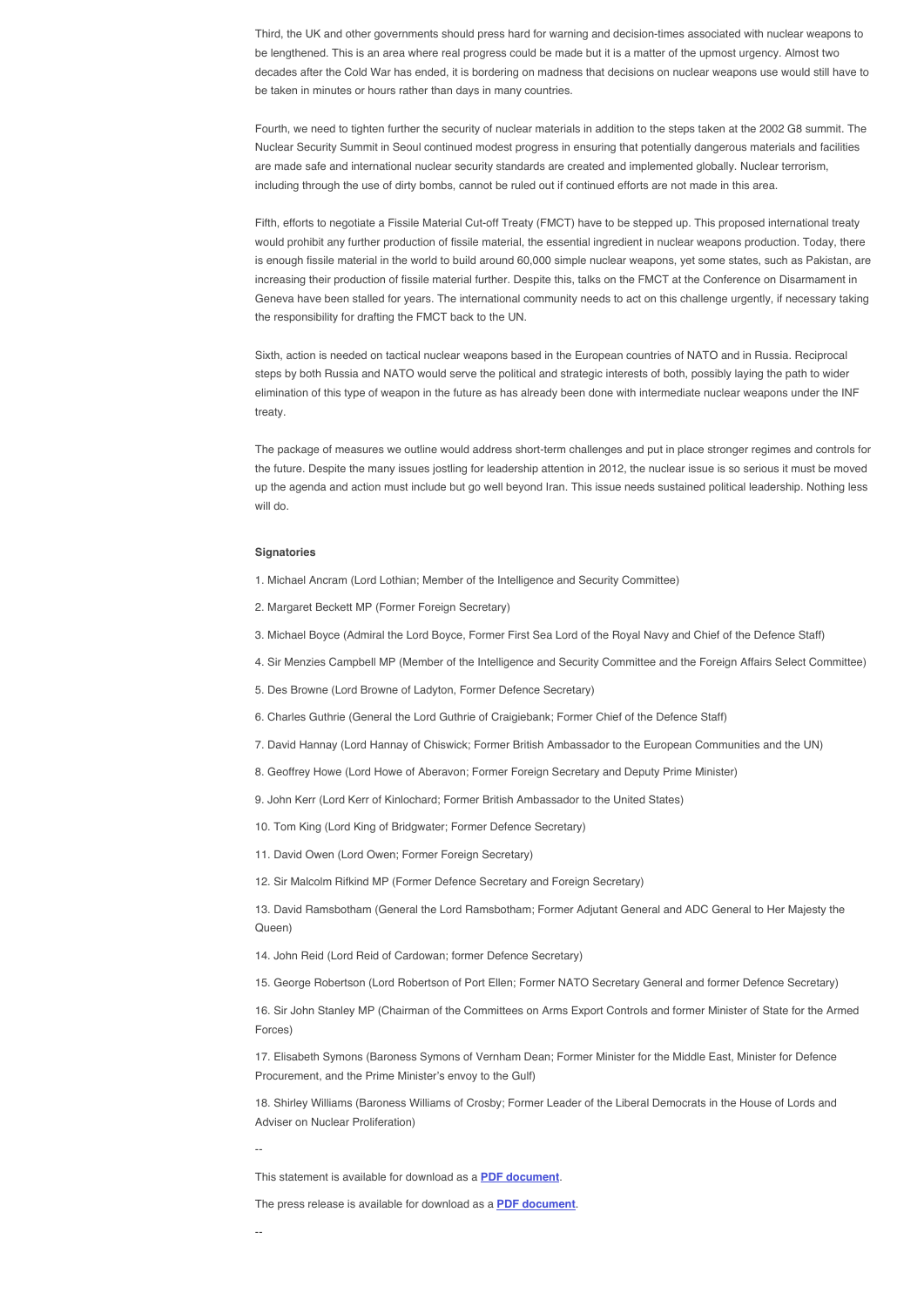Third, the UK and other governments should press hard for warning and decision-times associated with nuclear weapons to be lengthened. This is an area where real progress could be made but it is a matter of the upmost urgency. Almost two decades after the Cold War has ended, it is bordering on madness that decisions on nuclear weapons use would still have to be taken in minutes or hours rather than days in many countries.

Fourth, we need to tighten further the security of nuclear materials in addition to the steps taken at the 2002 G8 summit. The Nuclear Security Summit in Seoul continued modest progress in ensuring that potentially dangerous materials and facilities are made safe and international nuclear security standards are created and implemented globally. Nuclear terrorism, including through the use of dirty bombs, cannot be ruled out if continued efforts are not made in this area.

Fifth, efforts to negotiate a Fissile Material Cut-off Treaty (FMCT) have to be stepped up. This proposed international treaty would prohibit any further production of fissile material, the essential ingredient in nuclear weapons production. Today, there is enough fissile material in the world to build around 60,000 simple nuclear weapons, yet some states, such as Pakistan, are increasing their production of fissile material further. Despite this, talks on the FMCT at the Conference on Disarmament in Geneva have been stalled for years. The international community needs to act on this challenge urgently, if necessary taking the responsibility for drafting the FMCT back to the UN.

Sixth, action is needed on tactical nuclear weapons based in the European countries of NATO and in Russia. Reciprocal steps by both Russia and NATO would serve the political and strategic interests of both, possibly laying the path to wider elimination of this type of weapon in the future as has already been done with intermediate nuclear weapons under the INF treaty.

The package of measures we outline would address short-term challenges and put in place stronger regimes and controls for the future. Despite the many issues jostling for leadership attention in 2012, the nuclear issue is so serious it must be moved up the agenda and action must include but go well beyond Iran. This issue needs sustained political leadership. Nothing less will do.

**Signatories**

1. Michael Ancram (Lord Lothian; Member of the Intelligence and Security Committee)

2. Margaret Beckett MP (Former Foreign Secretary)

3. Michael Boyce (Admiral the Lord Boyce, Former First Sea Lord of the Royal Navy and Chief of the Defence Staff)

4. Sir Menzies Campbell MP (Member of the Intelligence and Security Committee and the Foreign Affairs Select Committee)

5. Des Browne (Lord Browne of Ladyton, Former Defence Secretary)

6. Charles Guthrie (General the Lord Guthrie of Craigiebank; Former Chief of the Defence Staff)

7. David Hannay (Lord Hannay of Chiswick; Former British Ambassador to the European Communities and the UN)

8. Geoffrey Howe (Lord Howe of Aberavon; Former Foreign Secretary and Deputy Prime Minister)

9. John Kerr (Lord Kerr of Kinlochard; Former British Ambassador to the United States)

10. Tom King (Lord King of Bridgwater; Former Defence Secretary)

11. David Owen (Lord Owen; Former Foreign Secretary)

12. Sir Malcolm Rifkind MP (Former Defence Secretary and Foreign Secretary)

13. David Ramsbotham (General the Lord Ramsbotham; Former Adjutant General and ADC General to Her Majesty the Queen)

14. John Reid (Lord Reid of Cardowan; former Defence Secretary)

15. George Robertson (Lord Robertson of Port Ellen; Former NATO Secretary General and former Defence Secretary)

16. Sir John Stanley MP (Chairman of the Committees on Arms Export Controls and former Minister of State for the Armed Forces)

17. Elisabeth Symons (Baroness Symons of Vernham Dean; Former Minister for the Middle East, Minister for Defence Procurement, and the Prime Minister's envoy to the Gulf)

18. Shirley Williams (Baroness Williams of Crosby; Former Leader of the Liberal Democrats in the House of Lords and Adviser on Nuclear Proliferation)

--

This statement is available for download as a **PDF document**.

The press release is available for download as a **PDF document**.

--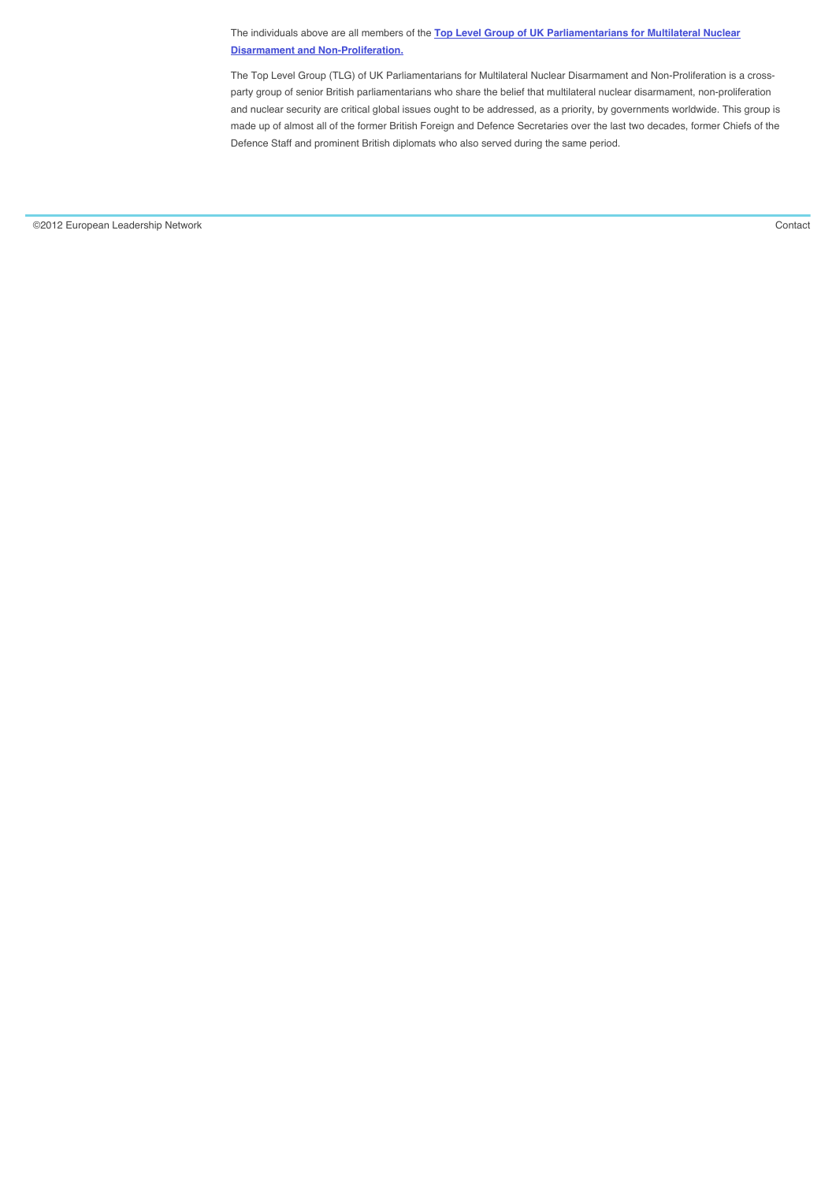The individuals above are all members of the **Top Level Group of UK Parliamentarians for Multilateral Nuclear Disarmament and Non-Proliferation.**

The Top Level Group (TLG) of UK Parliamentarians for Multilateral Nuclear Disarmament and Non-Proliferation is a cross-party group of senior British parliamentarians who share the belief that multilateral nuclear disarmament, non-proliferation and nuclear security are critical global issues ought to be addressed, as a priority, by governments worldwide. This group is made up of almost all of the former British Foreign and Defence Secretaries over the last two decades, former Chiefs of the Defence Staff and prominent British diplomats who also served during the same period.

©2012 European Leadership Network

Contact